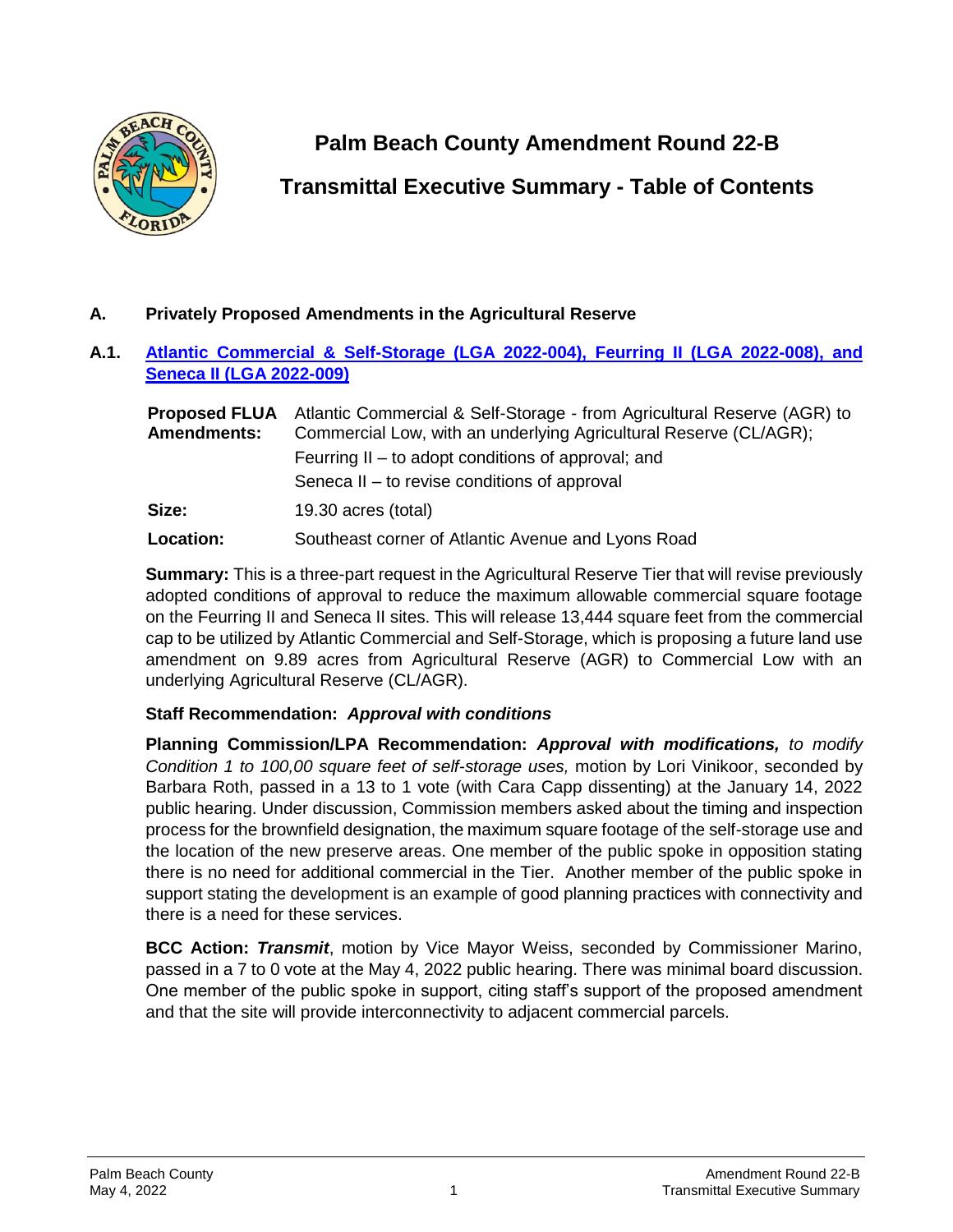# Palm Beach County Amendment Round 22-B

## Transmittal Executive Summary - Table of Contents

### A. Privately Proposed Amendments in the Agricultural Reserve

#### A.1. Atlantic Commercial & Self-Storage (LGA 2022-004), Feurring II (LGA 2022-008), and Seneca II (LGA 2022-009)

| | |
|---|---|
| **Proposed FLUA Amendments:** | Atlantic Commercial & Self-Storage - from Agricultural Reserve (AGR) to Commercial Low, with an underlying Agricultural Reserve (CL/AGR);<br>Feurring II – to adopt conditions of approval; and<br>Seneca II – to revise conditions of approval |
| **Size:** | 19.30 acres (total) |
| **Location:** | Southeast corner of Atlantic Avenue and Lyons Road |

**Summary:** This is a three-part request in the Agricultural Reserve Tier that will revise previously adopted conditions of approval to reduce the maximum allowable commercial square footage on the Feurring II and Seneca II sites. This will release 13,444 square feet from the commercial cap to be utilized by Atlantic Commercial and Self-Storage, which is proposing a future land use amendment on 9.89 acres from Agricultural Reserve (AGR) to Commercial Low with an underlying Agricultural Reserve (CL/AGR).

**Staff Recommendation:** ***Approval with conditions***

**Planning Commission/LPA Recommendation:** ***Approval with modifications,*** *to modify Condition 1 to 100,00 square feet of self-storage uses,* motion by Lori Vinikoor, seconded by Barbara Roth, passed in a 13 to 1 vote (with Cara Capp dissenting) at the January 14, 2022 public hearing. Under discussion, Commission members asked about the timing and inspection process for the brownfield designation, the maximum square footage of the self-storage use and the location of the new preserve areas. One member of the public spoke in opposition stating there is no need for additional commercial in the Tier. Another member of the public spoke in support stating the development is an example of good planning practices with connectivity and there is a need for these services.

**BCC Action:** ***Transmit***, motion by Vice Mayor Weiss, seconded by Commissioner Marino, passed in a 7 to 0 vote at the May 4, 2022 public hearing. There was minimal board discussion. One member of the public spoke in support, citing staff's support of the proposed amendment and that the site will provide interconnectivity to adjacent commercial parcels.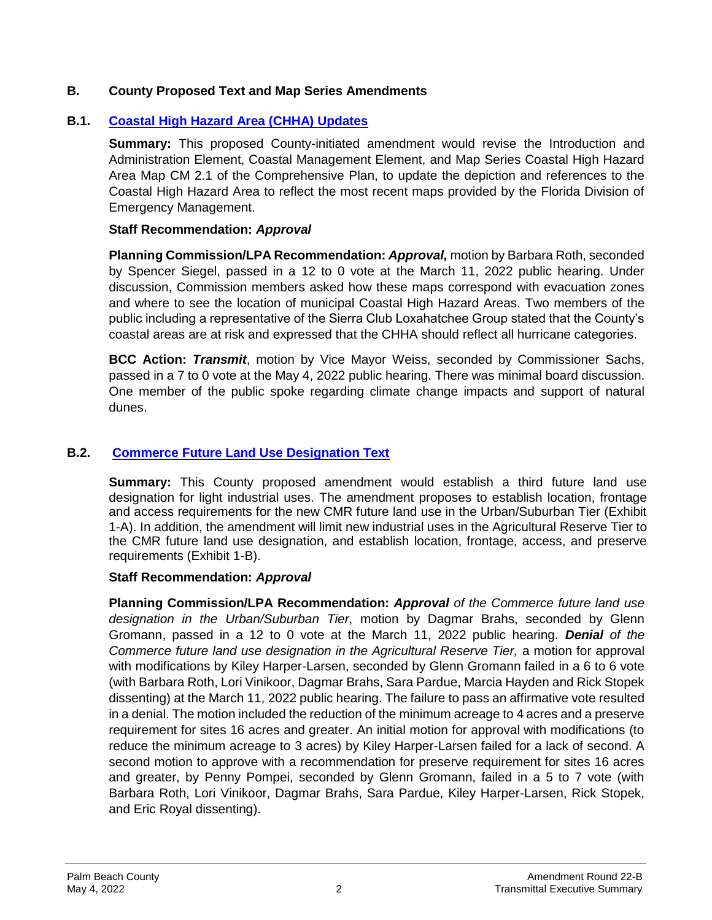## B. County Proposed Text and Map Series Amendments

### B.1. [Coastal High Hazard Area (CHHA) Updates]

**Summary:** This proposed County-initiated amendment would revise the Introduction and Administration Element, Coastal Management Element, and Map Series Coastal High Hazard Area Map CM 2.1 of the Comprehensive Plan, to update the depiction and references to the Coastal High Hazard Area to reflect the most recent maps provided by the Florida Division of Emergency Management.

**Staff Recommendation:** ***Approval***

**Planning Commission/LPA Recommendation:** ***Approval,*** motion by Barbara Roth, seconded by Spencer Siegel, passed in a 12 to 0 vote at the March 11, 2022 public hearing. Under discussion, Commission members asked how these maps correspond with evacuation zones and where to see the location of municipal Coastal High Hazard Areas. Two members of the public including a representative of the Sierra Club Loxahatchee Group stated that the County's coastal areas are at risk and expressed that the CHHA should reflect all hurricane categories.

**BCC Action:** ***Transmit***, motion by Vice Mayor Weiss, seconded by Commissioner Sachs, passed in a 7 to 0 vote at the May 4, 2022 public hearing. There was minimal board discussion. One member of the public spoke regarding climate change impacts and support of natural dunes.

### B.2. [Commerce Future Land Use Designation Text]

**Summary:** This County proposed amendment would establish a third future land use designation for light industrial uses. The amendment proposes to establish location, frontage and access requirements for the new CMR future land use in the Urban/Suburban Tier (Exhibit 1-A). In addition, the amendment will limit new industrial uses in the Agricultural Reserve Tier to the CMR future land use designation, and establish location, frontage, access, and preserve requirements (Exhibit 1-B).

**Staff Recommendation:** ***Approval***

**Planning Commission/LPA Recommendation:** ***Approval*** *of the Commerce future land use designation in the Urban/Suburban Tier*, motion by Dagmar Brahs, seconded by Glenn Gromann, passed in a 12 to 0 vote at the March 11, 2022 public hearing. ***Denial*** *of the Commerce future land use designation in the Agricultural Reserve Tier,* a motion for approval with modifications by Kiley Harper-Larsen, seconded by Glenn Gromann failed in a 6 to 6 vote (with Barbara Roth, Lori Vinikoor, Dagmar Brahs, Sara Pardue, Marcia Hayden and Rick Stopek dissenting) at the March 11, 2022 public hearing. The failure to pass an affirmative vote resulted in a denial. The motion included the reduction of the minimum acreage to 4 acres and a preserve requirement for sites 16 acres and greater. An initial motion for approval with modifications (to reduce the minimum acreage to 3 acres) by Kiley Harper-Larsen failed for a lack of second. A second motion to approve with a recommendation for preserve requirement for sites 16 acres and greater, by Penny Pompei, seconded by Glenn Gromann, failed in a 5 to 7 vote (with Barbara Roth, Lori Vinikoor, Dagmar Brahs, Sara Pardue, Kiley Harper-Larsen, Rick Stopek, and Eric Royal dissenting).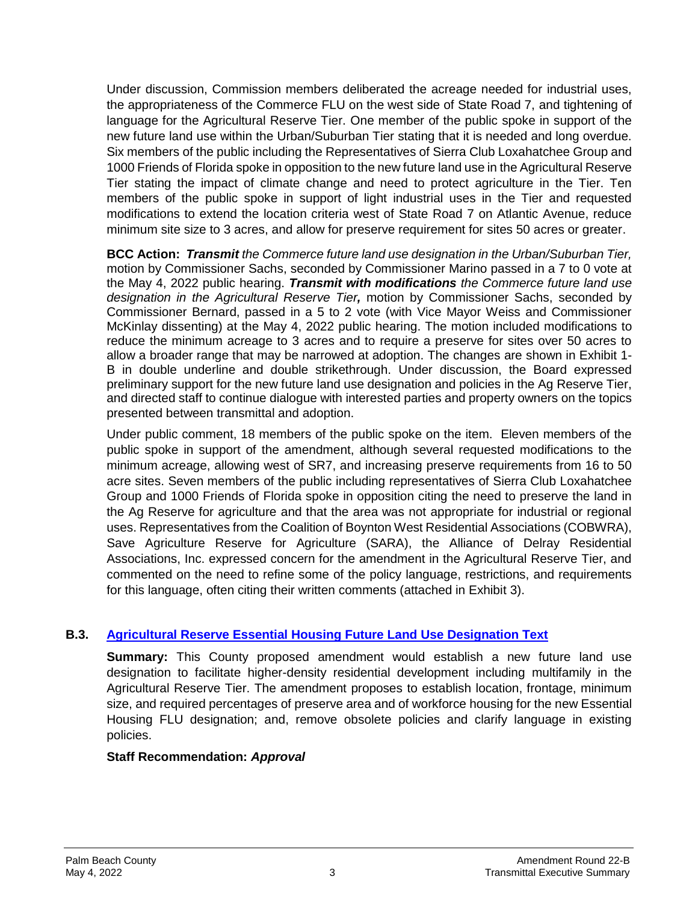Under discussion, Commission members deliberated the acreage needed for industrial uses, the appropriateness of the Commerce FLU on the west side of State Road 7, and tightening of language for the Agricultural Reserve Tier. One member of the public spoke in support of the new future land use within the Urban/Suburban Tier stating that it is needed and long overdue. Six members of the public including the Representatives of Sierra Club Loxahatchee Group and 1000 Friends of Florida spoke in opposition to the new future land use in the Agricultural Reserve Tier stating the impact of climate change and need to protect agriculture in the Tier. Ten members of the public spoke in support of light industrial uses in the Tier and requested modifications to extend the location criteria west of State Road 7 on Atlantic Avenue, reduce minimum site size to 3 acres, and allow for preserve requirement for sites 50 acres or greater.

**BCC Action:** ***Transmit*** *the Commerce future land use designation in the Urban/Suburban Tier,* motion by Commissioner Sachs, seconded by Commissioner Marino passed in a 7 to 0 vote at the May 4, 2022 public hearing. ***Transmit with modifications*** *the Commerce future land use designation in the Agricultural Reserve Tier,* motion by Commissioner Sachs, seconded by Commissioner Bernard, passed in a 5 to 2 vote (with Vice Mayor Weiss and Commissioner McKinlay dissenting) at the May 4, 2022 public hearing. The motion included modifications to reduce the minimum acreage to 3 acres and to require a preserve for sites over 50 acres to allow a broader range that may be narrowed at adoption. The changes are shown in Exhibit 1-B in double underline and double strikethrough. Under discussion, the Board expressed preliminary support for the new future land use designation and policies in the Ag Reserve Tier, and directed staff to continue dialogue with interested parties and property owners on the topics presented between transmittal and adoption.

Under public comment, 18 members of the public spoke on the item. Eleven members of the public spoke in support of the amendment, although several requested modifications to the minimum acreage, allowing west of SR7, and increasing preserve requirements from 16 to 50 acre sites. Seven members of the public including representatives of Sierra Club Loxahatchee Group and 1000 Friends of Florida spoke in opposition citing the need to preserve the land in the Ag Reserve for agriculture and that the area was not appropriate for industrial or regional uses. Representatives from the Coalition of Boynton West Residential Associations (COBWRA), Save Agriculture Reserve for Agriculture (SARA), the Alliance of Delray Residential Associations, Inc. expressed concern for the amendment in the Agricultural Reserve Tier, and commented on the need to refine some of the policy language, restrictions, and requirements for this language, often citing their written comments (attached in Exhibit 3).

### B.3. Agricultural Reserve Essential Housing Future Land Use Designation Text

**Summary:** This County proposed amendment would establish a new future land use designation to facilitate higher-density residential development including multifamily in the Agricultural Reserve Tier. The amendment proposes to establish location, frontage, minimum size, and required percentages of preserve area and of workforce housing for the new Essential Housing FLU designation; and, remove obsolete policies and clarify language in existing policies.

**Staff Recommendation:** ***Approval***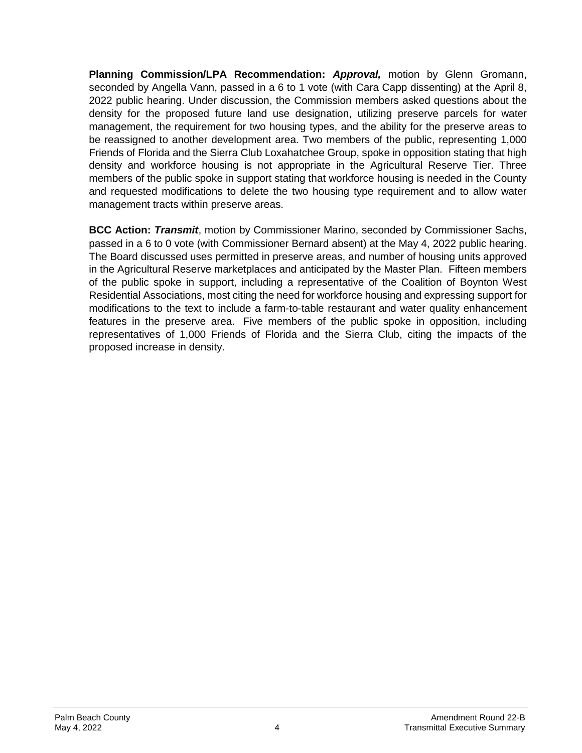**Planning Commission/LPA Recommendation:** ***Approval,*** motion by Glenn Gromann, seconded by Angella Vann, passed in a 6 to 1 vote (with Cara Capp dissenting) at the April 8, 2022 public hearing. Under discussion, the Commission members asked questions about the density for the proposed future land use designation, utilizing preserve parcels for water management, the requirement for two housing types, and the ability for the preserve areas to be reassigned to another development area. Two members of the public, representing 1,000 Friends of Florida and the Sierra Club Loxahatchee Group, spoke in opposition stating that high density and workforce housing is not appropriate in the Agricultural Reserve Tier. Three members of the public spoke in support stating that workforce housing is needed in the County and requested modifications to delete the two housing type requirement and to allow water management tracts within preserve areas.

**BCC Action:** ***Transmit***, motion by Commissioner Marino, seconded by Commissioner Sachs, passed in a 6 to 0 vote (with Commissioner Bernard absent) at the May 4, 2022 public hearing. The Board discussed uses permitted in preserve areas, and number of housing units approved in the Agricultural Reserve marketplaces and anticipated by the Master Plan. Fifteen members of the public spoke in support, including a representative of the Coalition of Boynton West Residential Associations, most citing the need for workforce housing and expressing support for modifications to the text to include a farm-to-table restaurant and water quality enhancement features in the preserve area. Five members of the public spoke in opposition, including representatives of 1,000 Friends of Florida and the Sierra Club, citing the impacts of the proposed increase in density.